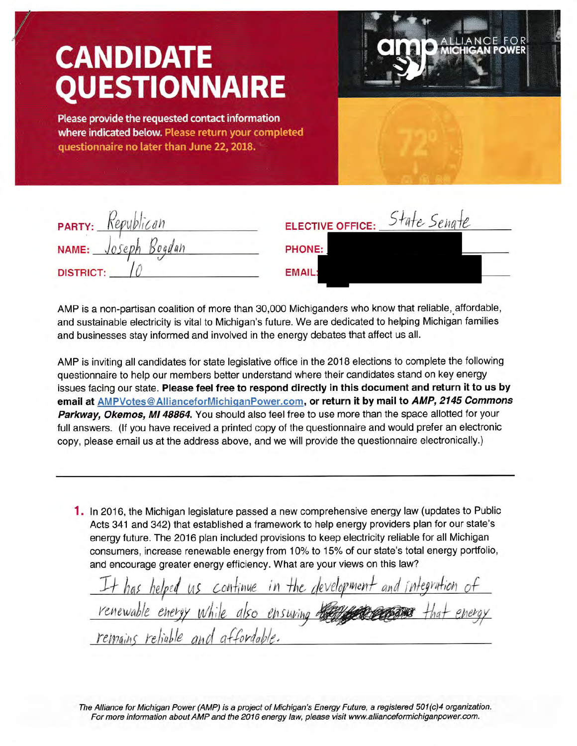# CANDIDATE QUESTIONNAIRE

**Please provide the requested contact information where indicated below. Please return your completed questionnaire no later than June 22, 2018.**

ALLIANCE FOR MICHIGAN POWER

**PARTY:** Republican

**NAME:** Joseph Bogdan

**DISTRICT:** 10

**ELECTIVE OFFICE:** State Senate

**PHONE:** [redacted]

**EMAIL:** [redacted]

AMP is a non-partisan coalition of more than 30,000 Michiganders who know that reliable, affordable, and sustainable electricity is vital to Michigan's future. We are dedicated to helping Michigan families and businesses stay informed and involved in the energy debates that affect us all.

AMP is inviting all candidates for state legislative office in the 2018 elections to complete the following questionnaire to help our members better understand where their candidates stand on key energy issues facing our state. **Please feel free to respond directly in this document and return it to us by email at AMPVotes@AllianceforMichiganPower.com, or return it by mail to *AMP, 2145 Commons Parkway, Okemos, MI 48864*.** You should also feel free to use more than the space allotted for your full answers. (If you have received a printed copy of the questionnaire and would prefer an electronic copy, please email us at the address above, and we will provide the questionnaire electronically.)

---

**1.** In 2016, the Michigan legislature passed a new comprehensive energy law (updates to Public Acts 341 and 342) that established a framework to help energy providers plan for our state's energy future. The 2016 plan included provisions to keep electricity reliable for all Michigan consumers, increase renewable energy from 10% to 15% of our state's total energy portfolio, and encourage greater energy efficiency. What are your views on this law?

It has helped us continue in the development and integration of renewable energy while also ensuring ~~[crossed out]~~ that energy remains reliable and affordable.

*The Alliance for Michigan Power (AMP) is a project of Michigan's Energy Future, a registered 501(c)4 organization. For more information about AMP and the 2016 energy law, please visit www.allianceformichiganpower.com.*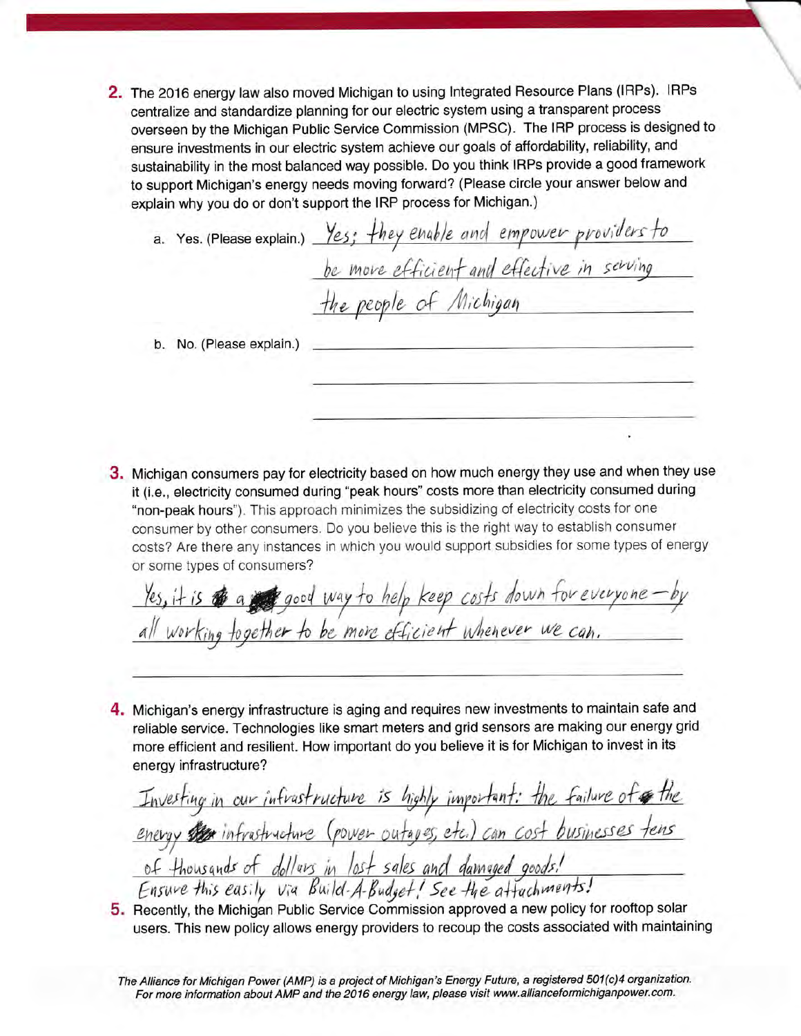2. The 2016 energy law also moved Michigan to using Integrated Resource Plans (IRPs). IRPs centralize and standardize planning for our electric system using a transparent process overseen by the Michigan Public Service Commission (MPSC). The IRP process is designed to ensure investments in our electric system achieve our goals of affordability, reliability, and sustainability in the most balanced way possible. Do you think IRPs provide a good framework to support Michigan's energy needs moving forward? (Please circle your answer below and explain why you do or don't support the IRP process for Michigan.)

   a. Yes. (Please explain.) Yes; they enable and empower providers to be more efficient and effective in serving the people of Michigan

   b. No. (Please explain.) \_\_\_\_\_\_\_\_\_\_\_\_\_\_\_\_\_\_\_\_

3. Michigan consumers pay for electricity based on how much energy they use and when they use it (i.e., electricity consumed during "peak hours" costs more than electricity consumed during "non-peak hours"). This approach minimizes the subsidizing of electricity costs for one consumer by other consumers. Do you believe this is the right way to establish consumer costs? Are there any instances in which you would support subsidies for some types of energy or some types of consumers?

   Yes, it is a good way to help keep costs down for everyone – by all working together to be more efficient whenever we can.

4. Michigan's energy infrastructure is aging and requires new investments to maintain safe and reliable service. Technologies like smart meters and grid sensors are making our energy grid more efficient and resilient. How important do you believe it is for Michigan to invest in its energy infrastructure?

   Investing in our infrastructure is highly important: the failure of the energy infrastructure (power outages, etc.) can cost businesses tens of thousands of dollars in lost sales and damaged goods! Ensure this easily via Build-A-Budget! See the attachments!

5. Recently, the Michigan Public Service Commission approved a new policy for rooftop solar users. This new policy allows energy providers to recoup the costs associated with maintaining

*The Alliance for Michigan Power (AMP) is a project of Michigan's Energy Future, a registered 501(c)4 organization. For more information about AMP and the 2016 energy law, please visit www.allianceformichiganpower.com.*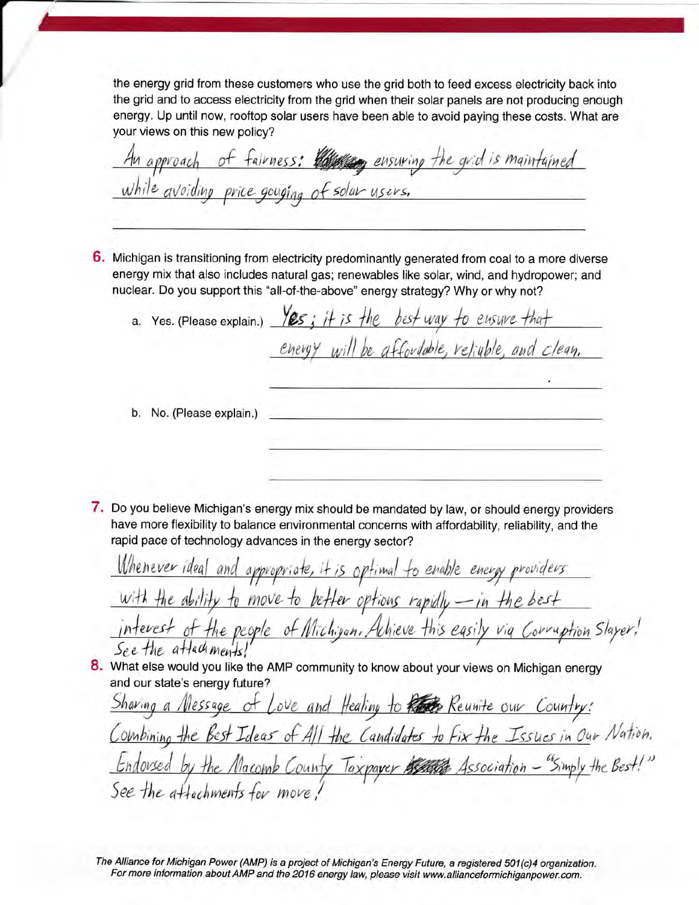the energy grid from these customers who use the grid both to feed excess electricity back into the grid and to access electricity from the grid when their solar panels are not producing enough energy. Up until now, rooftop solar users have been able to avoid paying these costs. What are your views on this new policy?

An approach of fairness: ensuring the grid is maintained while avoiding price gouging of solar users.

6. Michigan is transitioning from electricity predominantly generated from coal to a more diverse energy mix that also includes natural gas; renewables like solar, wind, and hydropower; and nuclear. Do you support this "all-of-the-above" energy strategy? Why or why not?

   a. Yes. (Please explain.) Yes; it is the best way to ensure that energy will be affordable, reliable, and clean.

   b. No. (Please explain.)

7. Do you believe Michigan's energy mix should be mandated by law, or should energy providers have more flexibility to balance environmental concerns with affordability, reliability, and the rapid pace of technology advances in the energy sector?

Whenever ideal and appropriate, it is optimal to enable energy providers with the ability to move to better options rapidly — in the best interest of the people of Michigan. Achieve this easily via Corruption Slayer! See the attachments!

8. What else would you like the AMP community to know about your views on Michigan energy and our state's energy future?

Sharing a Message of Love and Healing to Reunite our Country: Combining the Best Ideas of All the Candidates to Fix the Issues in Our Nation. Endorsed by the Macomb County Taxpayer Association – "Simply the Best!" See the attachments for more!

*The Alliance for Michigan Power (AMP) is a project of Michigan's Energy Future, a registered 501(c)4 organization. For more information about AMP and the 2016 energy law, please visit www.allianceformichiganpower.com.*